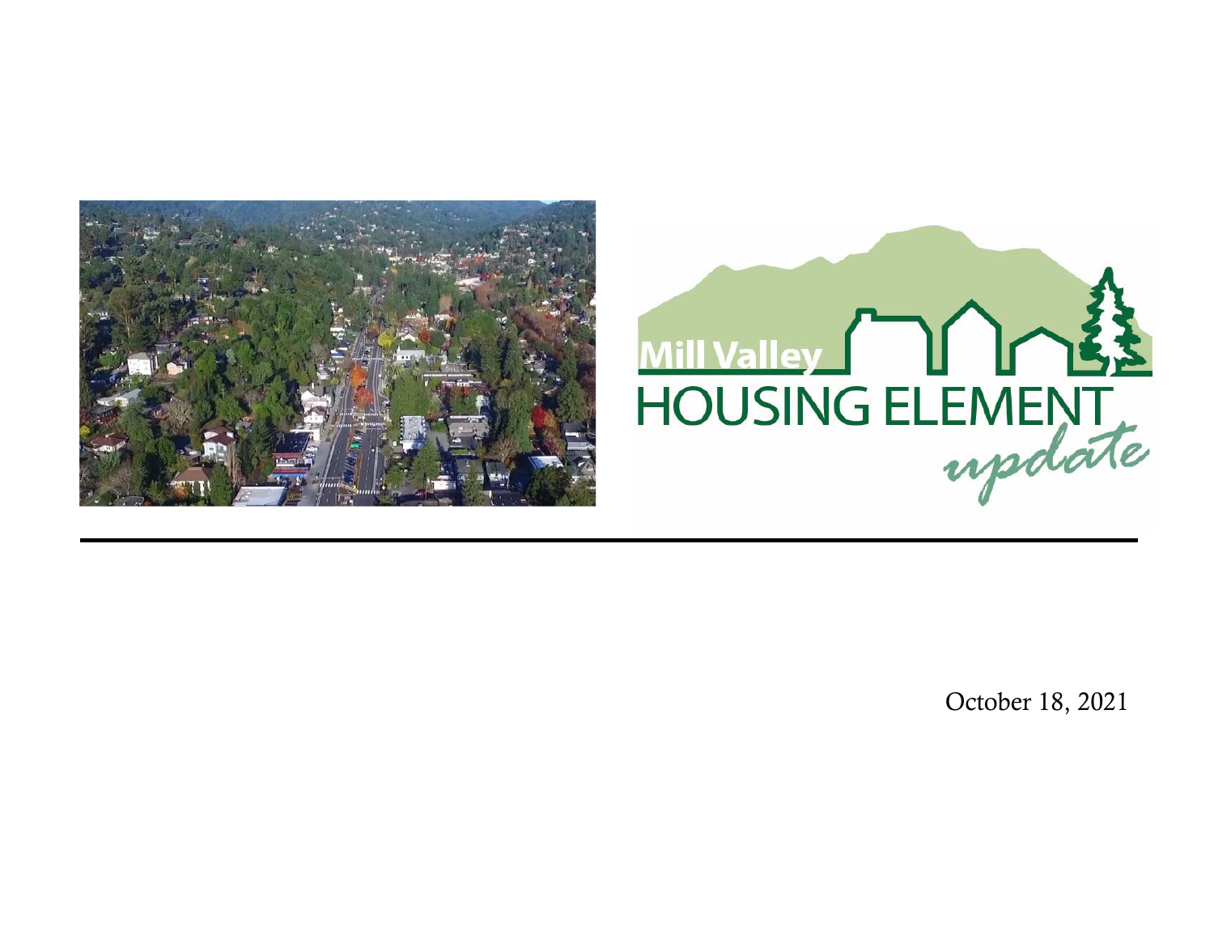# Mill Valley HOUSING ELEMENT *update*

October 18, 2021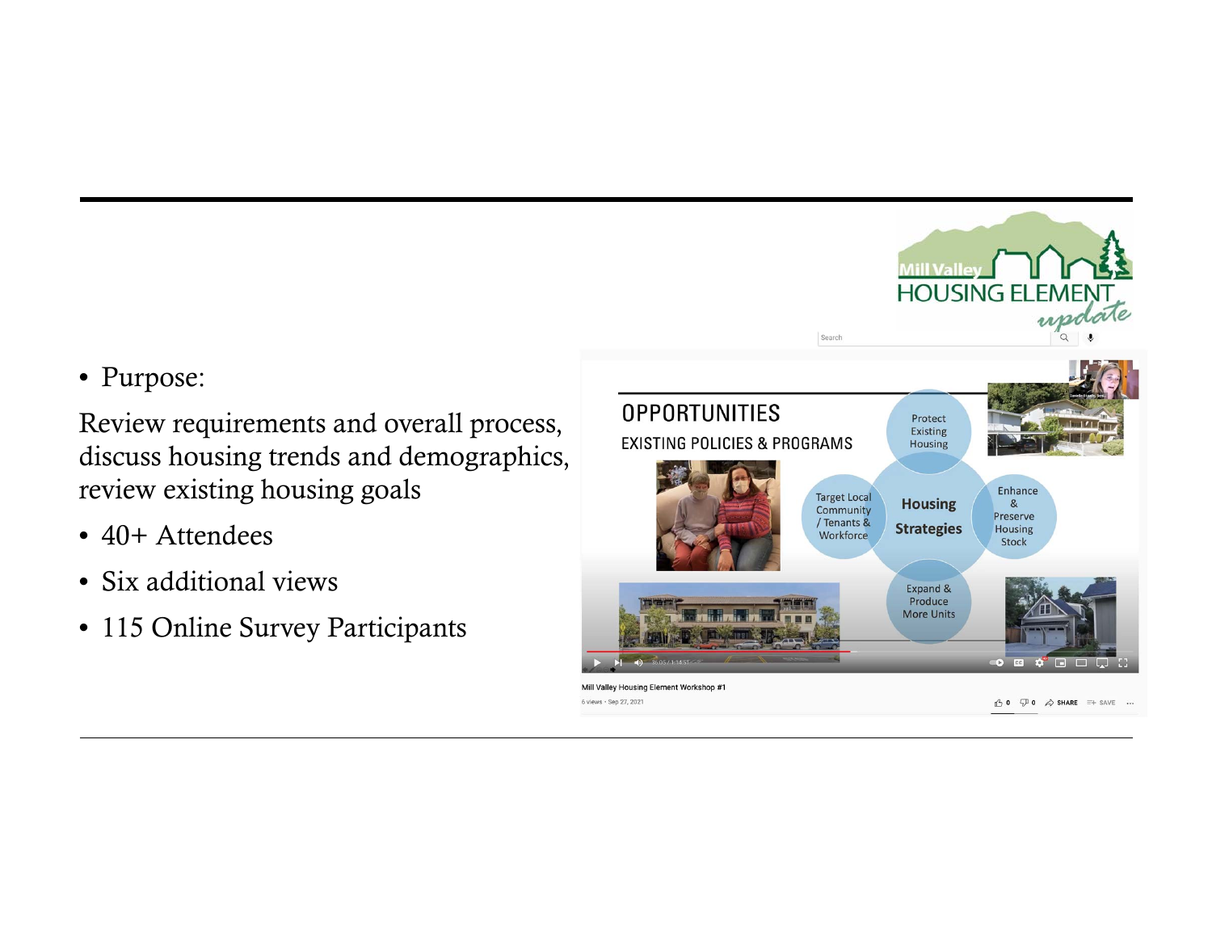- Purpose:

Review requirements and overall process, discuss housing trends and demographics, review existing housing goals

- 40+ Attendees
- Six additional views
- 115 Online Survey Participants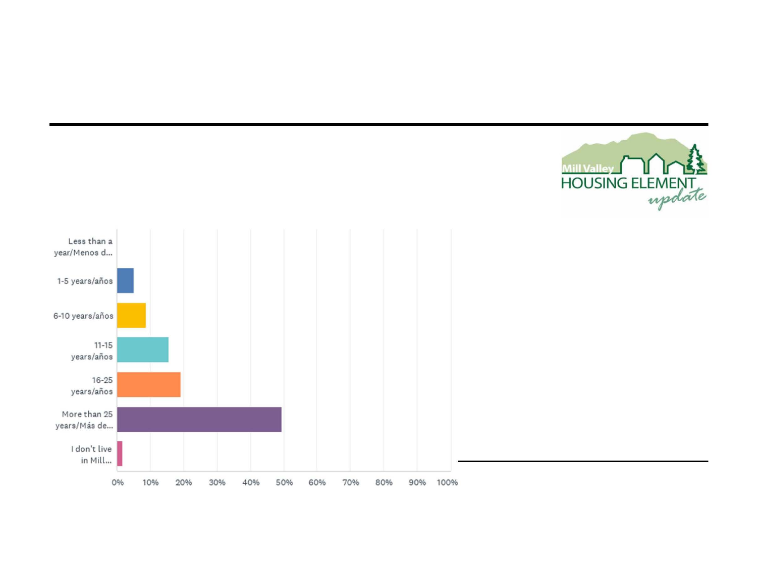| Response | Approximate % |
| --- | --- |
| Less than a year/Menos d... | 0% |
| 1-5 years/años | 5% |
| 6-10 years/años | 9% |
| 11-15 years/años | 15% |
| 16-25 years/años | 19% |
| More than 25 years/Más de... | 49% |
| I don't live in Mill... | 2% |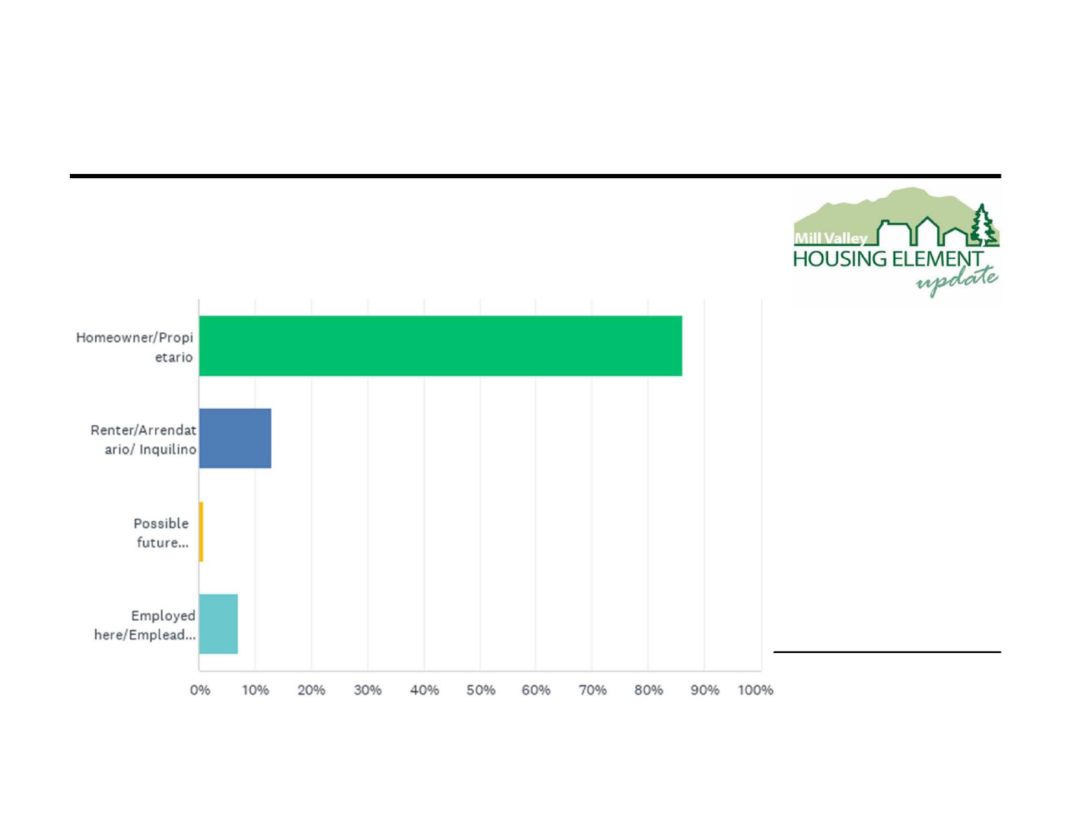| | 0% | 10% | 20% | 30% | 40% | 50% | 60% | 70% | 80% | 90% | 100% |
|---|---|---|---|---|---|---|---|---|---|---|---|
| Homeowner/Propietario | | | | | | | | | | | |
| Renter/Arrendatario/ Inquilino | | | | | | | | | | | |
| Possible future... | | | | | | | | | | | |
| Employed here/Emplead... | | | | | | | | | | | |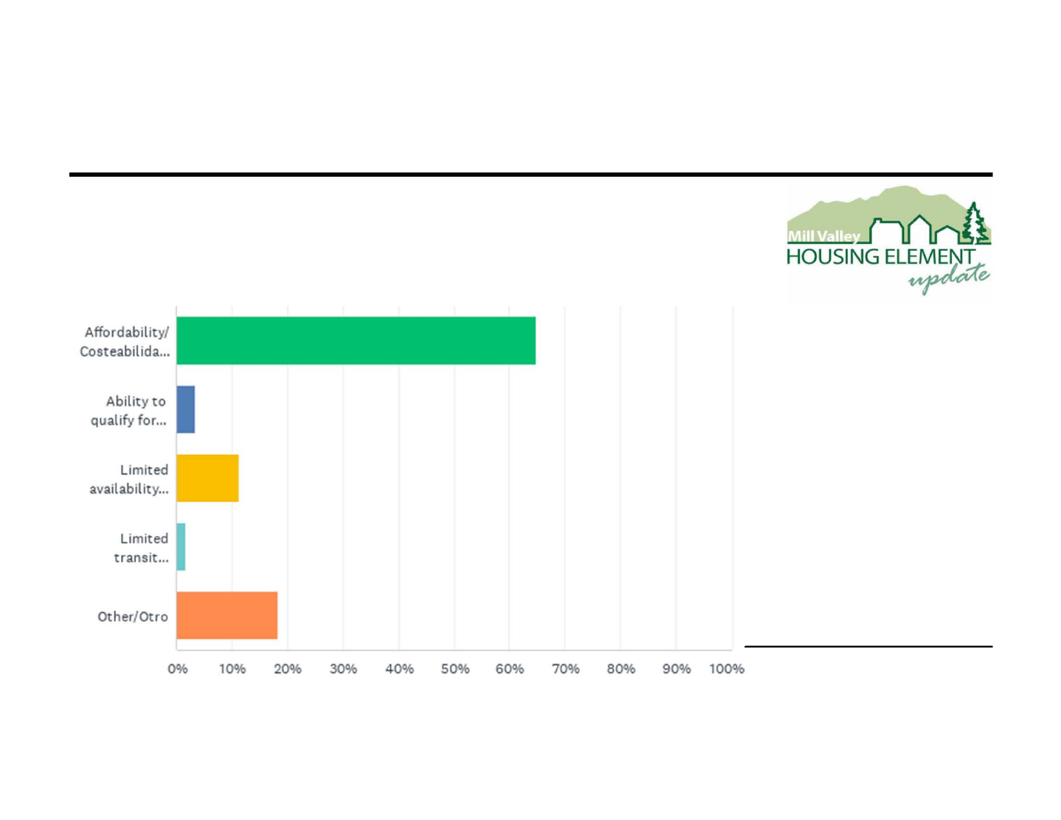Mill Valley HOUSING ELEMENT update

| Category | Approximate % |
| --- | --- |
| Affordability/ Costeabilida... | ~65% |
| Ability to qualify for... | ~3% |
| Limited availability... | ~11% |
| Limited transit... | ~1% |
| Other/Otro | ~18% |

0% 10% 20% 30% 40% 50% 60% 70% 80% 90% 100%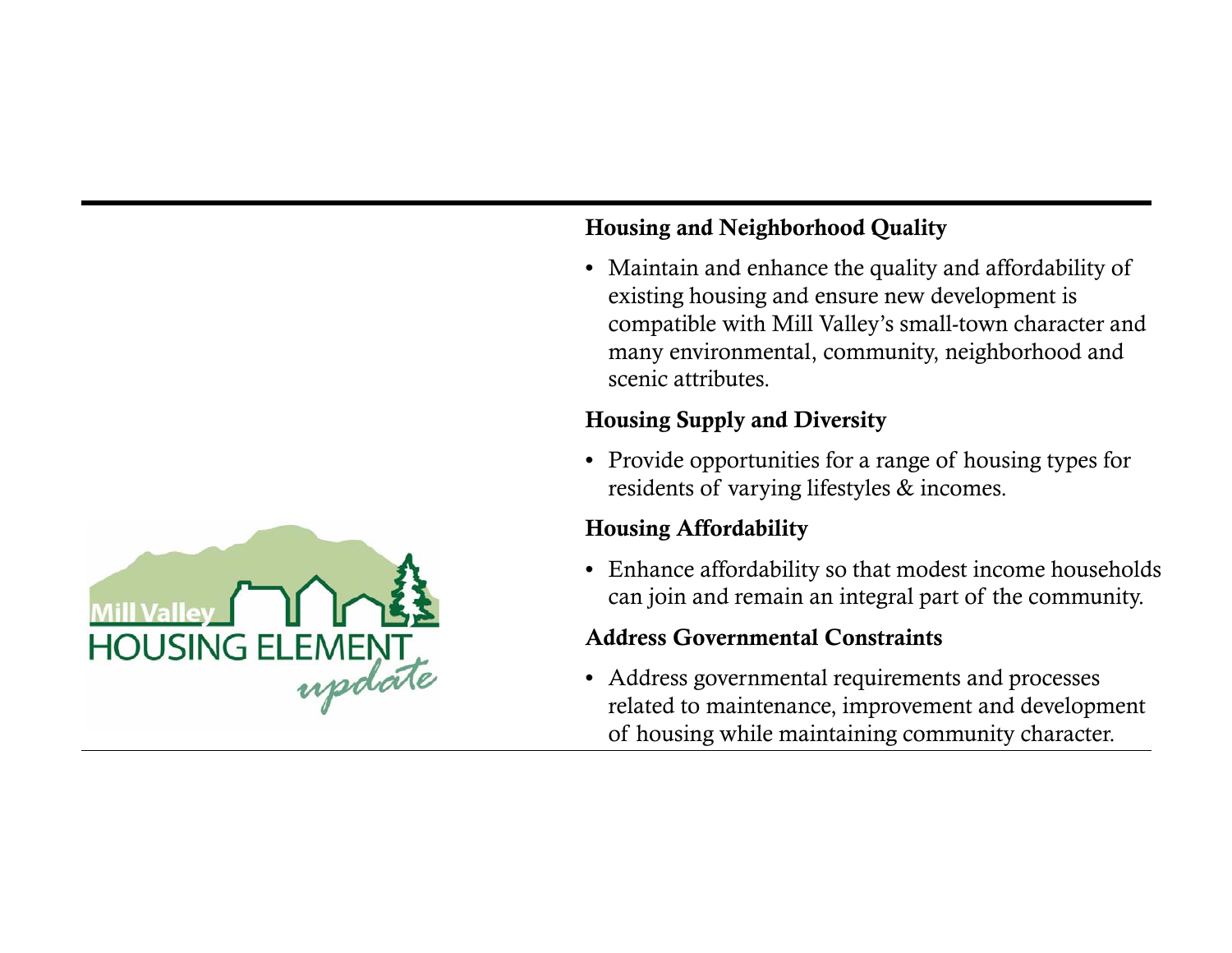Mill Valley HOUSING ELEMENT update

### Housing and Neighborhood Quality

- Maintain and enhance the quality and affordability of existing housing and ensure new development is compatible with Mill Valley's small-town character and many environmental, community, neighborhood and scenic attributes.

### Housing Supply and Diversity

- Provide opportunities for a range of housing types for residents of varying lifestyles & incomes.

### Housing Affordability

- Enhance affordability so that modest income households can join and remain an integral part of the community.

### Address Governmental Constraints

- Address governmental requirements and processes related to maintenance, improvement and development of housing while maintaining community character.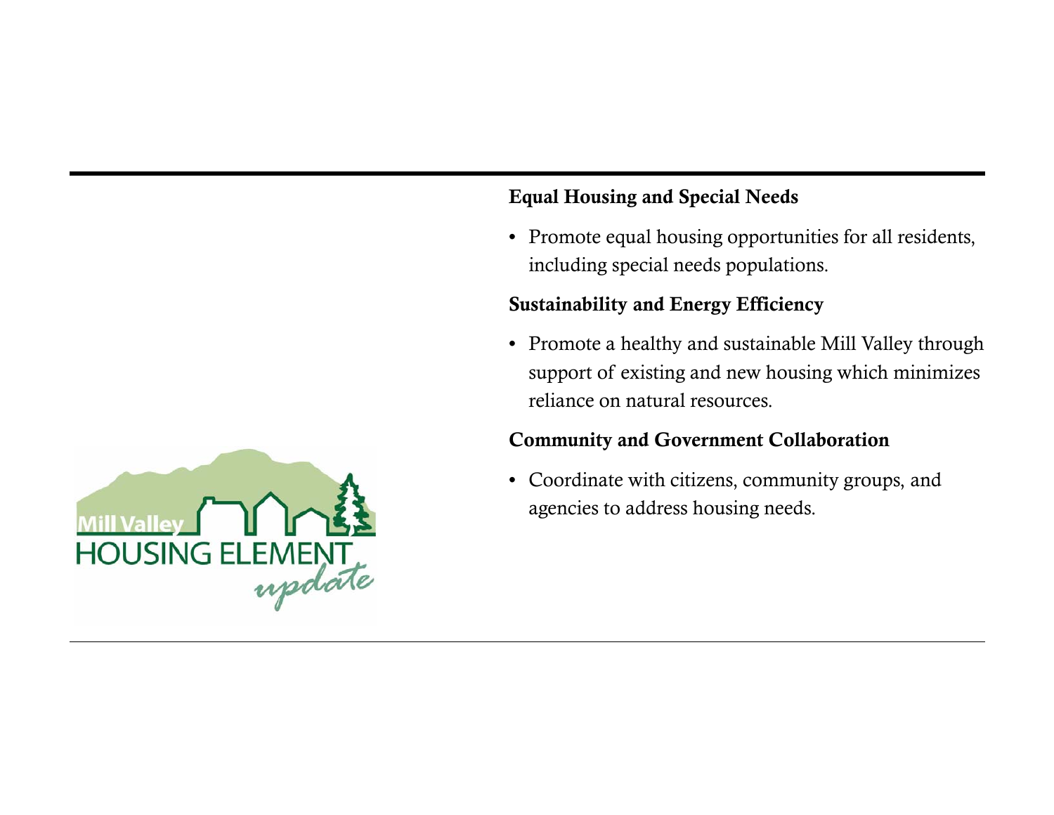**Equal Housing and Special Needs**

- Promote equal housing opportunities for all residents, including special needs populations.

**Sustainability and Energy Efficiency**

- Promote a healthy and sustainable Mill Valley through support of existing and new housing which minimizes reliance on natural resources.

**Community and Government Collaboration**

- Coordinate with citizens, community groups, and agencies to address housing needs.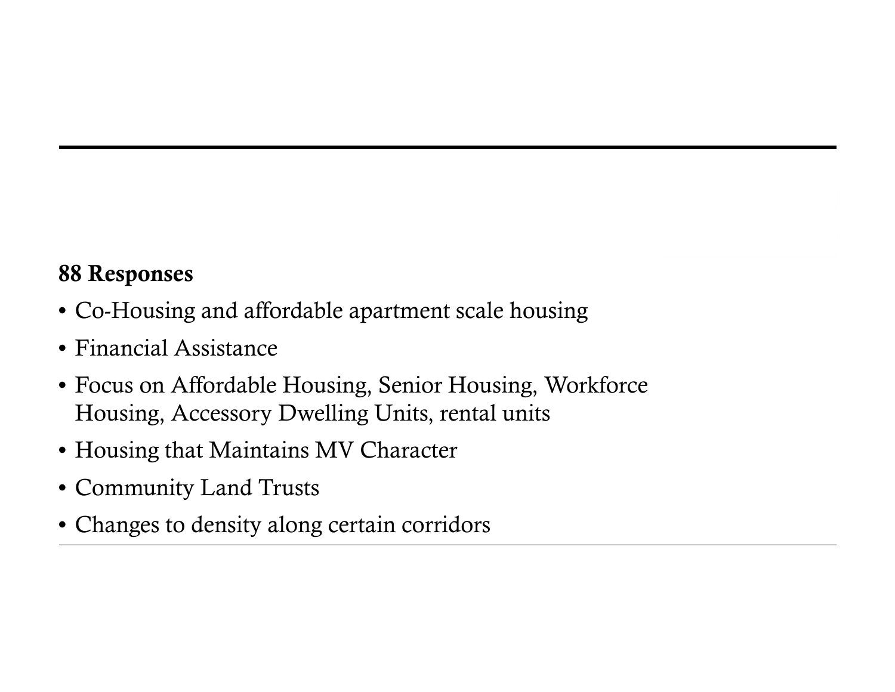---

**88 Responses**

- Co-Housing and affordable apartment scale housing
- Financial Assistance
- Focus on Affordable Housing, Senior Housing, Workforce Housing, Accessory Dwelling Units, rental units
- Housing that Maintains MV Character
- Community Land Trusts
- Changes to density along certain corridors

---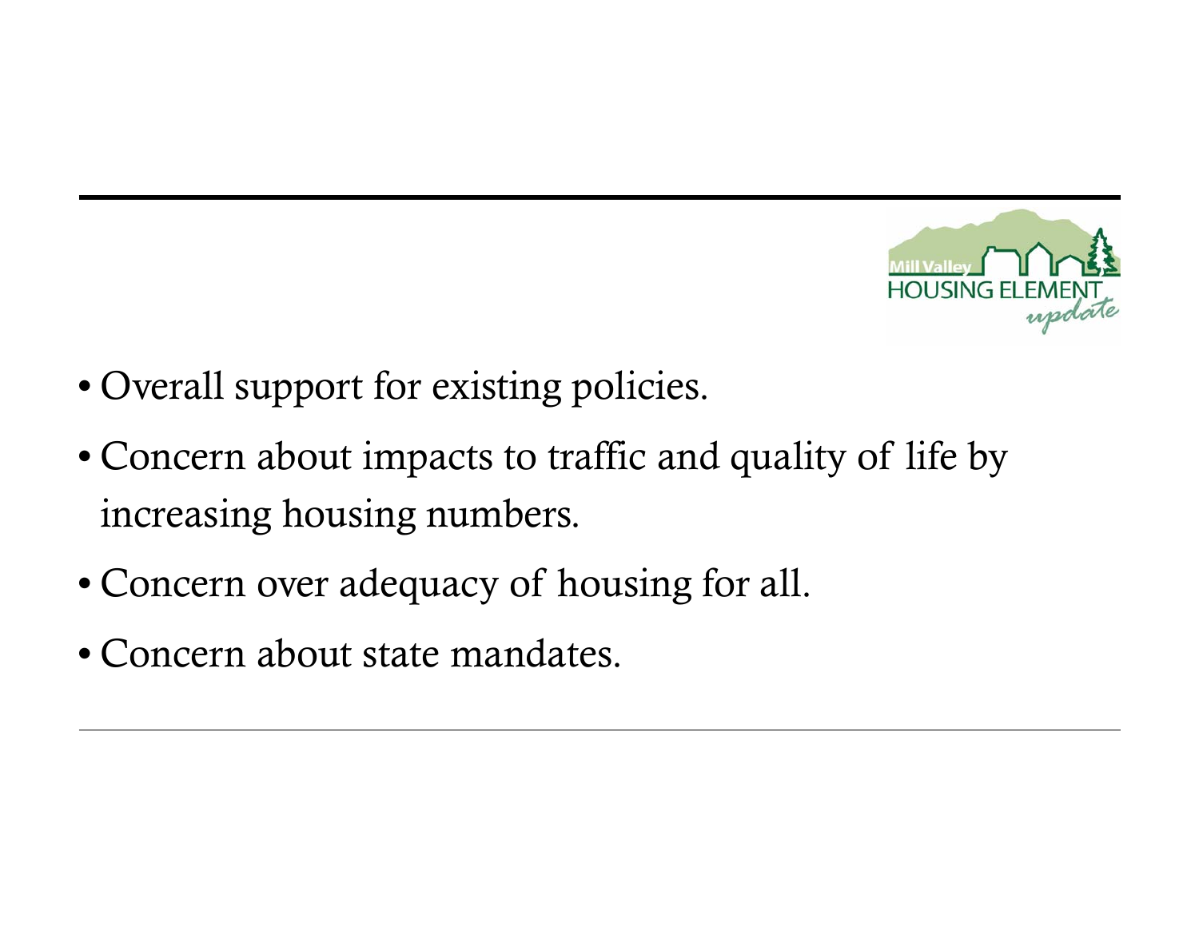- Overall support for existing policies.
- Concern about impacts to traffic and quality of life by increasing housing numbers.
- Concern over adequacy of housing for all.
- Concern about state mandates.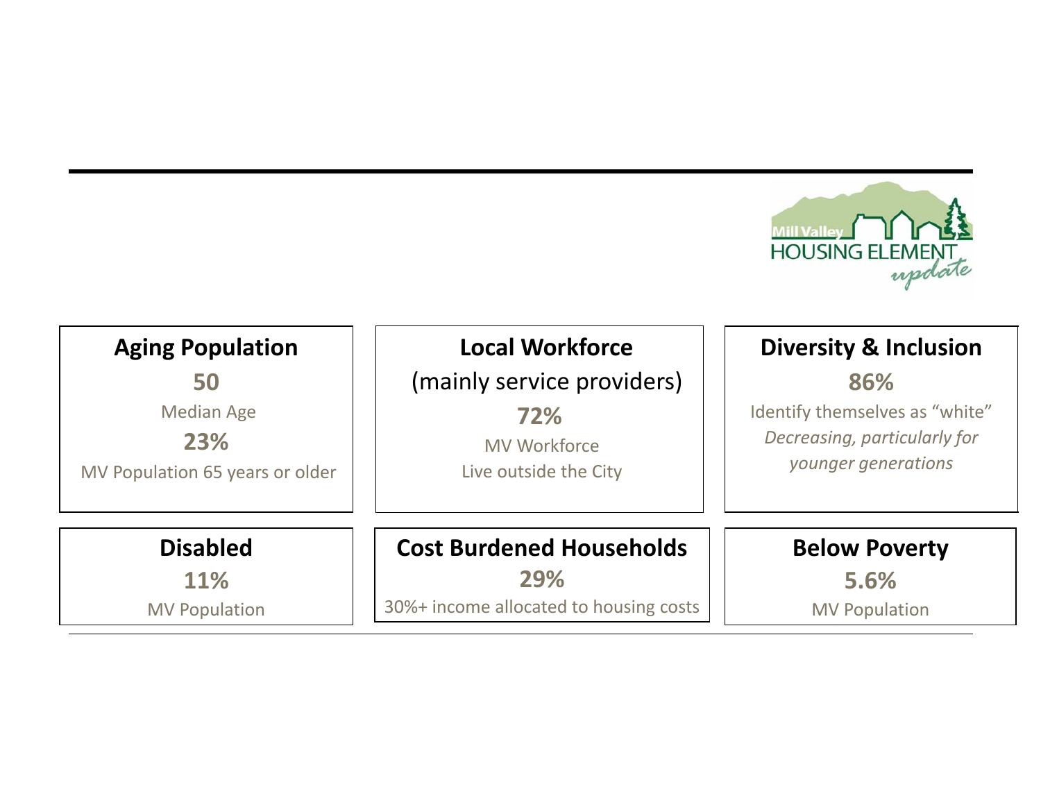### Aging Population

**50**

Median Age

**23%**

MV Population 65 years or older

### Local Workforce

(mainly service providers)

**72%**

MV Workforce

Live outside the City

### Diversity & Inclusion

**86%**

Identify themselves as "white"

*Decreasing, particularly for younger generations*

### Disabled

**11%**

MV Population

### Cost Burdened Households

**29%**

30%+ income allocated to housing costs

### Below Poverty

**5.6%**

MV Population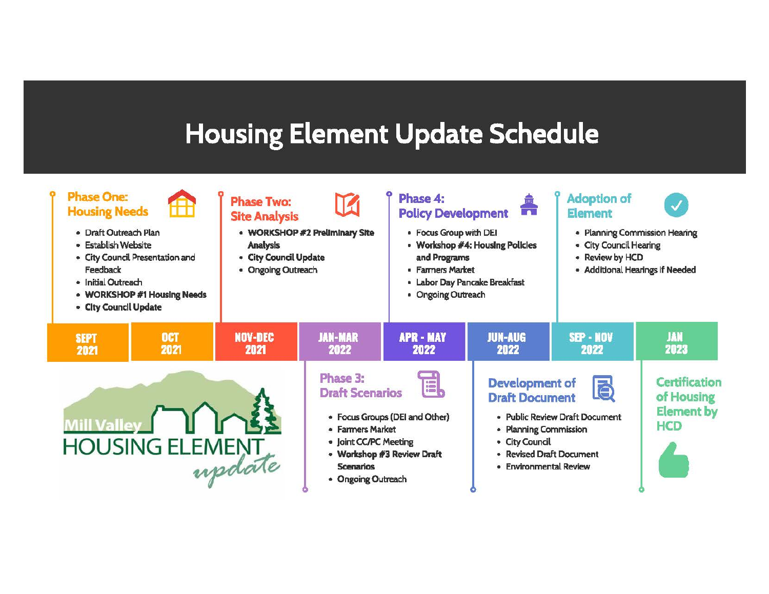# Housing Element Update Schedule

### Phase One: Housing Needs

- Draft Outreach Plan
- Establish Website
- City Council Presentation and Feedback
- Initial Outreach
- **WORKSHOP #1 Housing Needs**
- **City Council Update**

**SEPT 2021** | **OCT 2021**

### Phase Two: Site Analysis

- **WORKSHOP #2 Preliminary Site Analysis**
- **City Council Update**
- Ongoing Outreach

**NOV-DEC 2021**

### Phase 3: Draft Scenarios

- Focus Groups (DEI and Other)
- Farmers Market
- Joint CC/PC Meeting
- **Workshop #3 Review Draft Scenarios**
- Ongoing Outreach

**JAN-MAR 2022**

### Phase 4: Policy Development

- Focus Group with DEI
- **Workshop #4: Housing Policies and Programs**
- Farmers Market
- Labor Day Pancake Breakfast
- Ongoing Outreach

**APR - MAY 2022**

### Development of Draft Document

- Public Review Draft Document
- Planning Commission
- City Council
- Revised Draft Document
- Environmental Review

**JUN-AUG 2022**

### Adoption of Element

- Planning Commission Hearing
- City Council Hearing
- Review by HCD
- Additional Hearings if Needed

**SEP - NOV 2022**

### Certification of Housing Element by HCD

**JAN 2023**

Mill Valley HOUSING ELEMENT update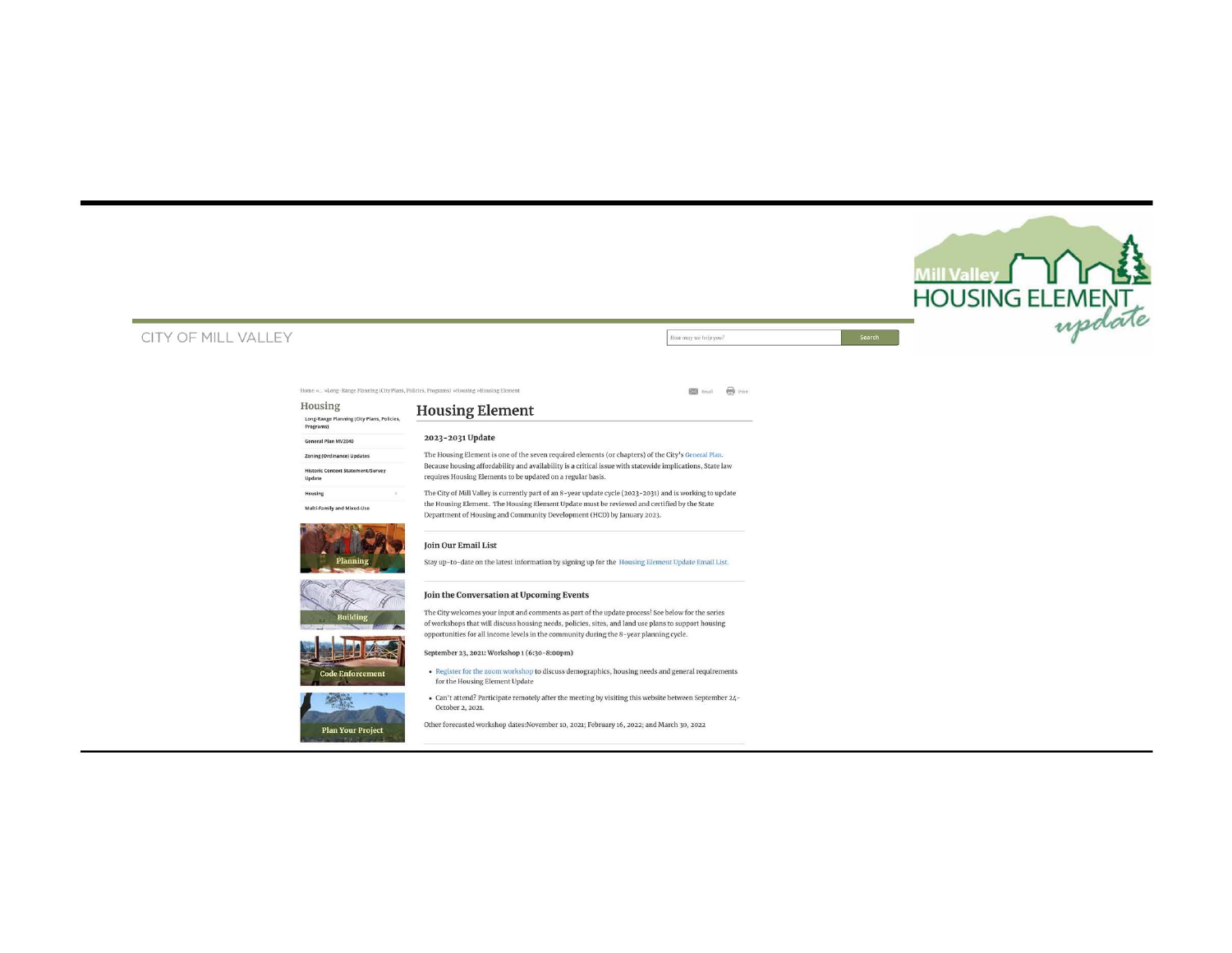Mill Valley HOUSING ELEMENT *update*

CITY OF MILL VALLEY

How may we help you? Search

Home »... »Long-Range Planning (City Plans, Policies, Programs) »Housing »Housing Element

Email Print

## Housing

- Long-Range Planning (City Plans, Policies, Programs)
- General Plan MV2040
- Zoning (Ordinance) Updates
- Historic Context Statement/Survey Update
- Housing
- Multi-Family and Mixed-Use

Planning

Building

Code Enforcement

Plan Your Project

# Housing Element

### 2023-2031 Update

The Housing Element is one of the seven required elements (or chapters) of the City's General Plan. Because housing affordability and availability is a critical issue with statewide implications, State law requires Housing Elements to be updated on a regular basis.

The City of Mill Valley is currently part of an 8-year update cycle (2023-2031) and is working to update the Housing Element. The Housing Element Update must be reviewed and certified by the State Department of Housing and Community Development (HCD) by January 2023.

### Join Our Email List

Stay up-to-date on the latest information by signing up for the Housing Element Update Email List.

### Join the Conversation at Upcoming Events

The City welcomes your input and comments as part of the update process! See below for the series of workshops that will discuss housing needs, policies, sites, and land use plans to support housing opportunities for all income levels in the community during the 8-year planning cycle.

**September 23, 2021: Workshop 1 (6:30-8:00pm)**

- Register for the zoom workshop to discuss demographics, housing needs and general requirements for the Housing Element Update
- Can't attend? Participate remotely after the meeting by visiting this website between September 24-October 2, 2021.

Other forecasted workshop dates: November 10, 2021; February 16, 2022; and March 30, 2022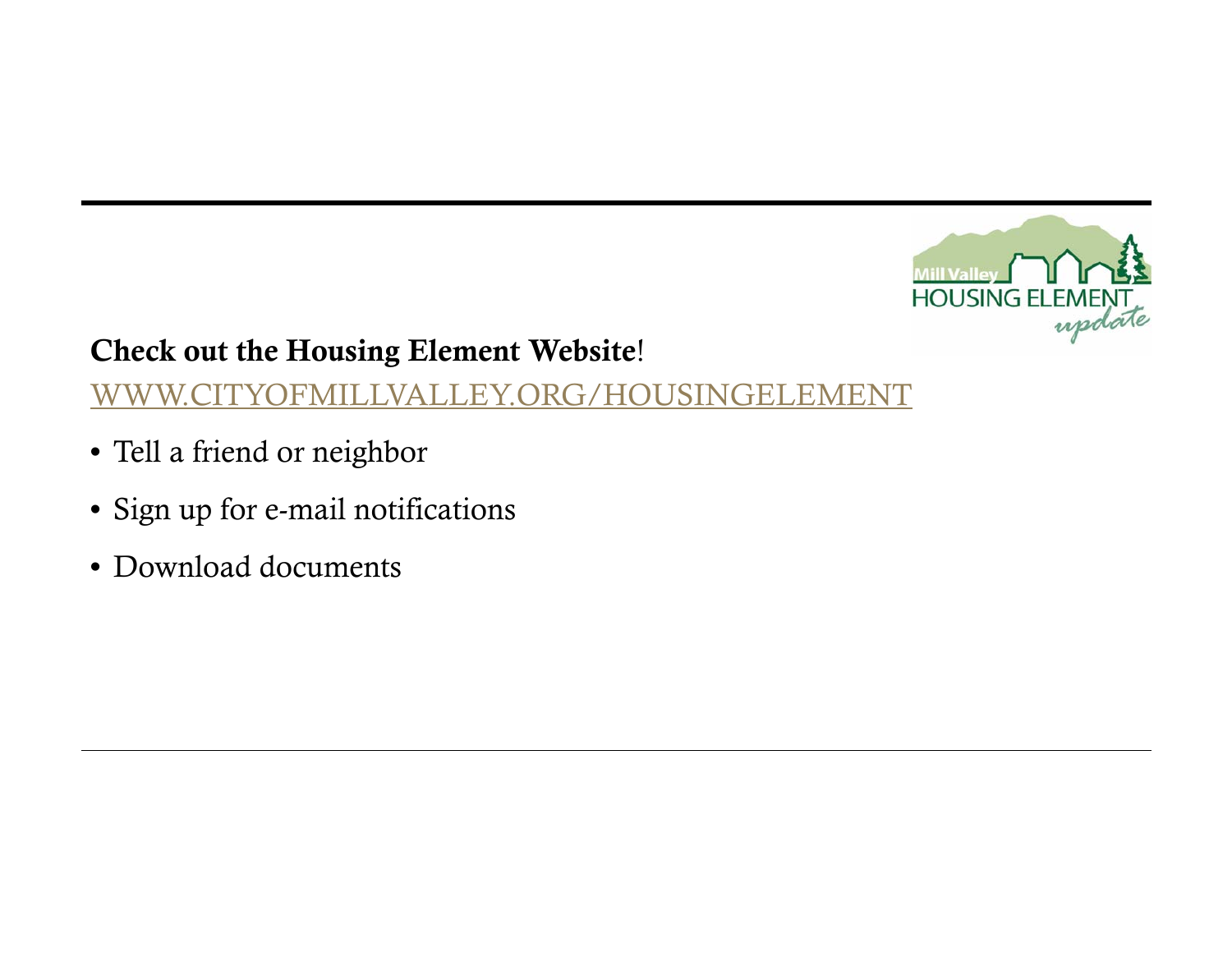**Check out the Housing Element Website**!

WWW.CITYOFMILLVALLEY.ORG/HOUSINGELEMENT

- Tell a friend or neighbor
- Sign up for e-mail notifications
- Download documents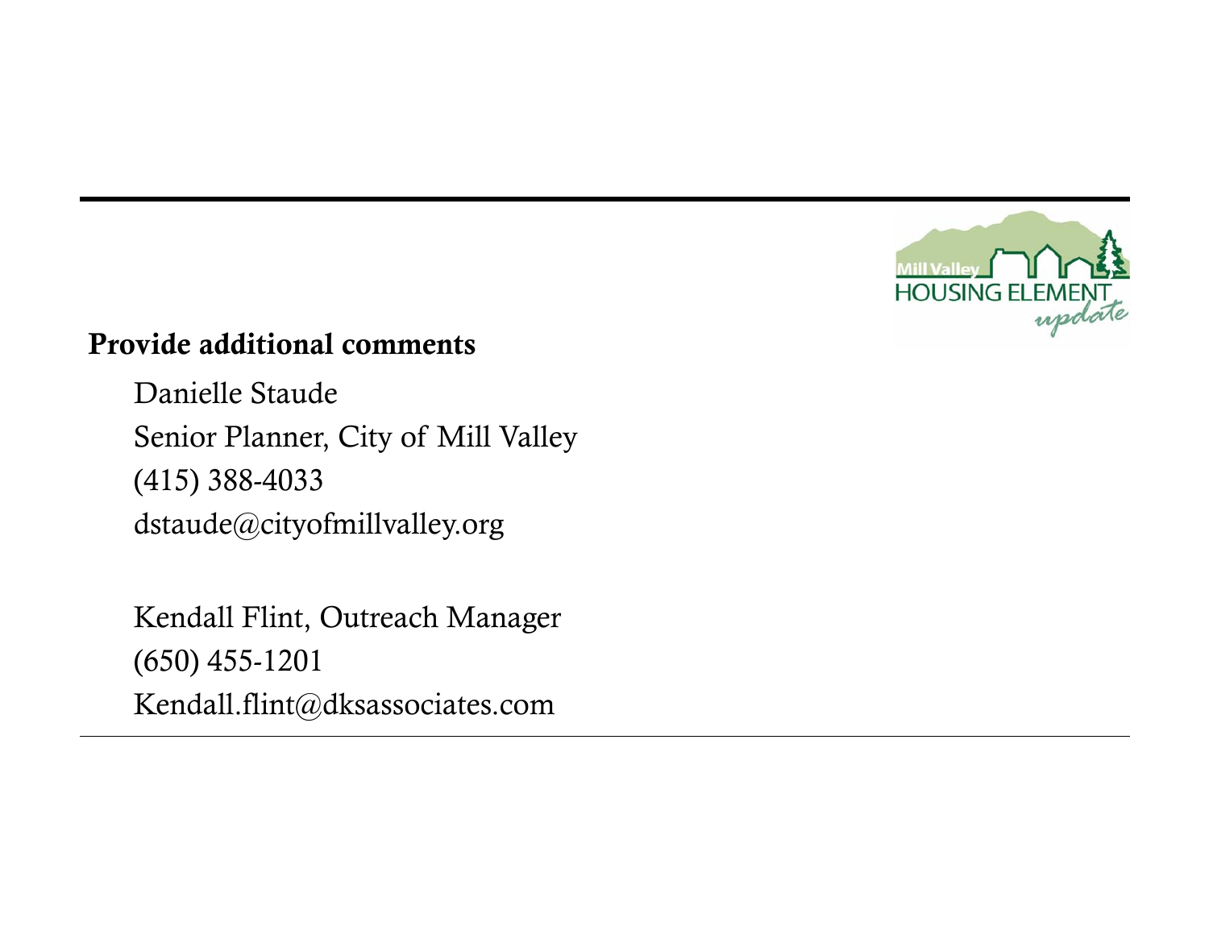## Provide additional comments

Danielle Staude
Senior Planner, City of Mill Valley
(415) 388-4033
dstaude@cityofmillvalley.org

Kendall Flint, Outreach Manager
(650) 455-1201
Kendall.flint@dksassociates.com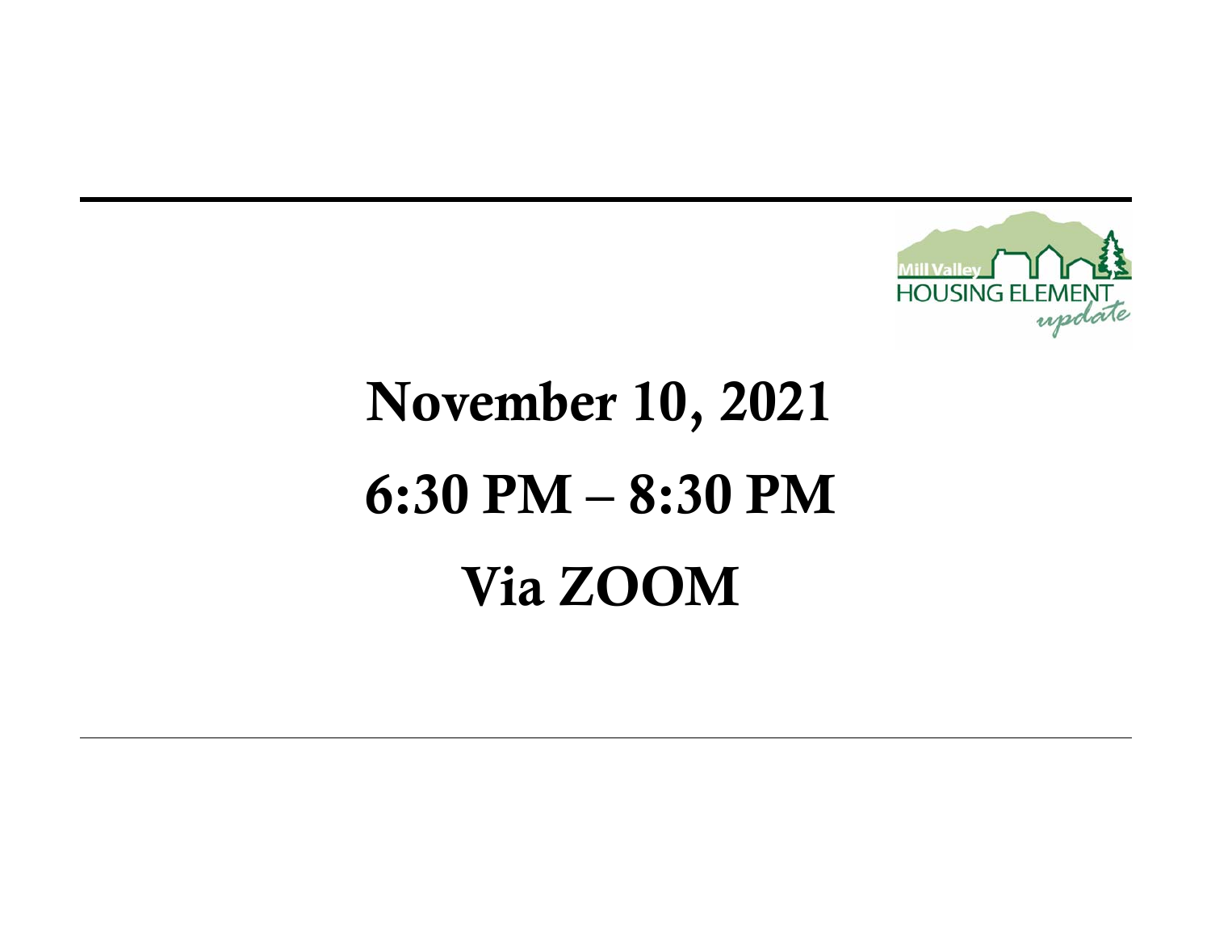Mill Valley HOUSING ELEMENT update

# November 10, 2021

# 6:30 PM – 8:30 PM

# Via ZOOM